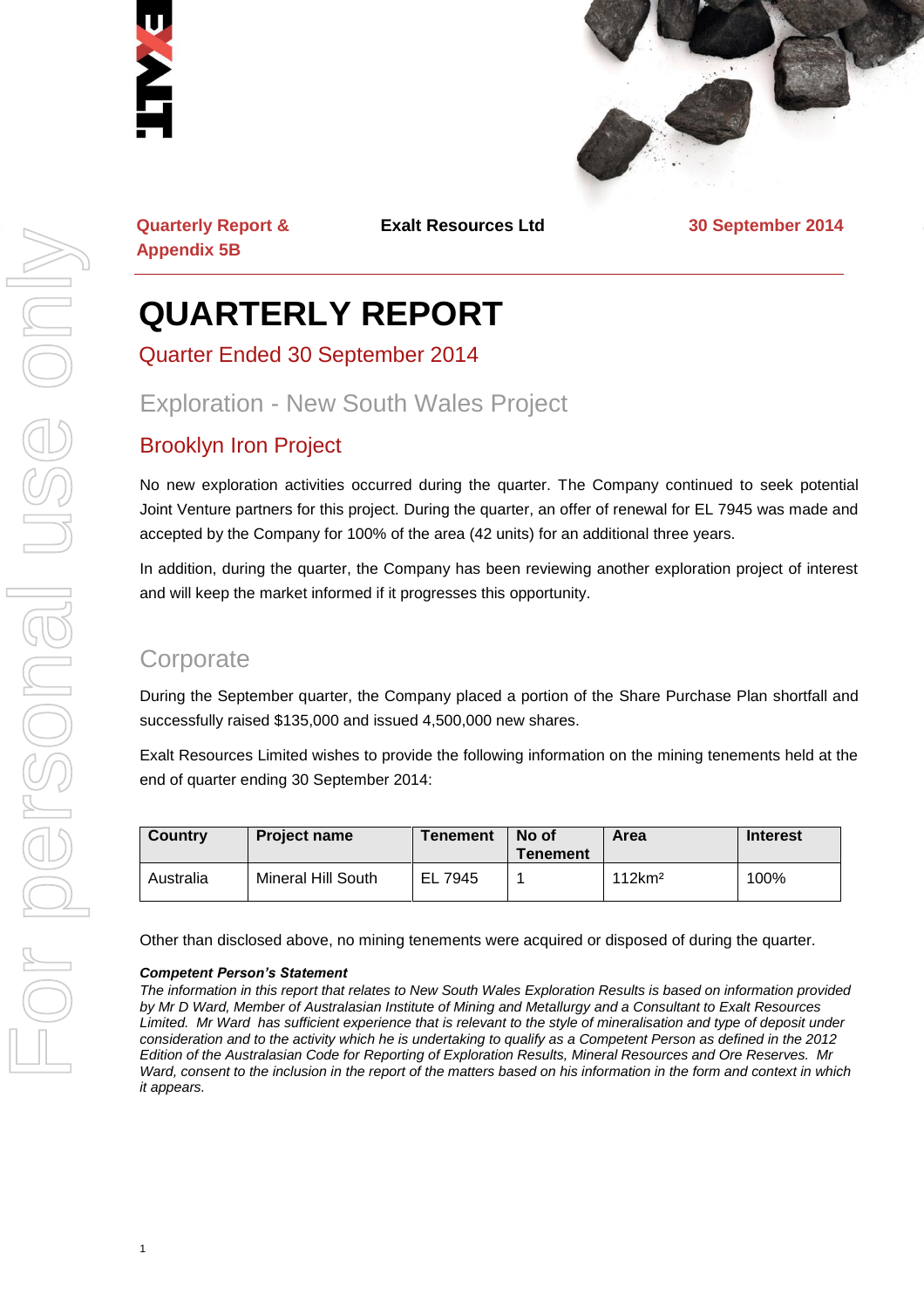Quarterly Report & Appendix 5B

**Exalt Resources Ltd**

30 September 2014

# QUARTERLY REPORT

## Quarter Ended 30 September 2014

## Exploration - New South Wales Project

### Brooklyn Iron Project

No new exploration activities occurred during the quarter. The Company continued to seek potential Joint Venture partners for this project. During the quarter, an offer of renewal for EL 7945 was made and accepted by the Company for 100% of the area (42 units) for an additional three years.

In addition, during the quarter, the Company has been reviewing another exploration project of interest and will keep the market informed if it progresses this opportunity.

## Corporate

During the September quarter, the Company placed a portion of the Share Purchase Plan shortfall and successfully raised $135,000 and issued 4,500,000 new shares.

Exalt Resources Limited wishes to provide the following information on the mining tenements held at the end of quarter ending 30 September 2014:

| Country | Project name | Tenement | No of Tenement | Area | Interest |
|---|---|---|---|---|---|
| Australia | Mineral Hill South | EL 7945 | 1 | 112km² | 100% |

Other than disclosed above, no mining tenements were acquired or disposed of during the quarter.

***Competent Person's Statement***

*The information in this report that relates to New South Wales Exploration Results is based on information provided by Mr D Ward, Member of Australasian Institute of Mining and Metallurgy and a Consultant to Exalt Resources Limited. Mr Ward has sufficient experience that is relevant to the style of mineralisation and type of deposit under consideration and to the activity which he is undertaking to qualify as a Competent Person as defined in the 2012 Edition of the Australasian Code for Reporting of Exploration Results, Mineral Resources and Ore Reserves. Mr Ward, consent to the inclusion in the report of the matters based on his information in the form and context in which it appears.*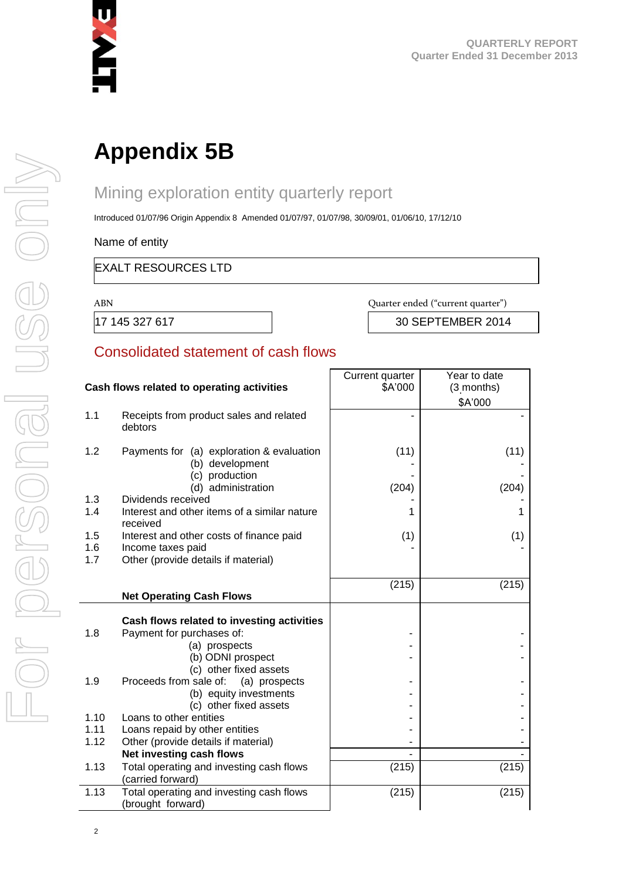# Appendix 5B

## Mining exploration entity quarterly report

Introduced 01/07/96 Origin Appendix 8 Amended 01/07/97, 01/07/98, 30/09/01, 01/06/10, 17/12/10

Name of entity

EXALT RESOURCES LTD

| ABN | Quarter ended ("current quarter") |
|---|---|
| 17 145 327 617 | 30 SEPTEMBER 2014 |

## Consolidated statement of cash flows

| | Cash flows related to operating activities | Current quarter $A'000 | Year to date (3 months) $A'000 |
|---|---|---|---|
| 1.1 | Receipts from product sales and related debtors | - | - |
| 1.2 | Payments for (a) exploration & evaluation | (11) | (11) |
| | (b) development | - | - |
| | (c) production | - | - |
| | (d) administration | (204) | (204) |
| 1.3 | Dividends received | - | - |
| 1.4 | Interest and other items of a similar nature received | 1 | 1 |
| 1.5 | Interest and other costs of finance paid | (1) | (1) |
| 1.6 | Income taxes paid | - | - |
| 1.7 | Other (provide details if material) | | |
| | **Net Operating Cash Flows** | (215) | (215) |
| | **Cash flows related to investing activities** | | |
| 1.8 | Payment for purchases of: | | |
| | (a) prospects | - | - |
| | (b) ODNI prospect | - | - |
| | (c) other fixed assets | - | - |
| 1.9 | Proceeds from sale of: (a) prospects | - | - |
| | (b) equity investments | - | - |
| | (c) other fixed assets | - | - |
| 1.10 | Loans to other entities | - | - |
| 1.11 | Loans repaid by other entities | - | - |
| 1.12 | Other (provide details if material) | - | - |
| | **Net investing cash flows** | - | - |
| 1.13 | Total operating and investing cash flows (carried forward) | (215) | (215) |
| 1.13 | Total operating and investing cash flows (brought forward) | (215) | (215) |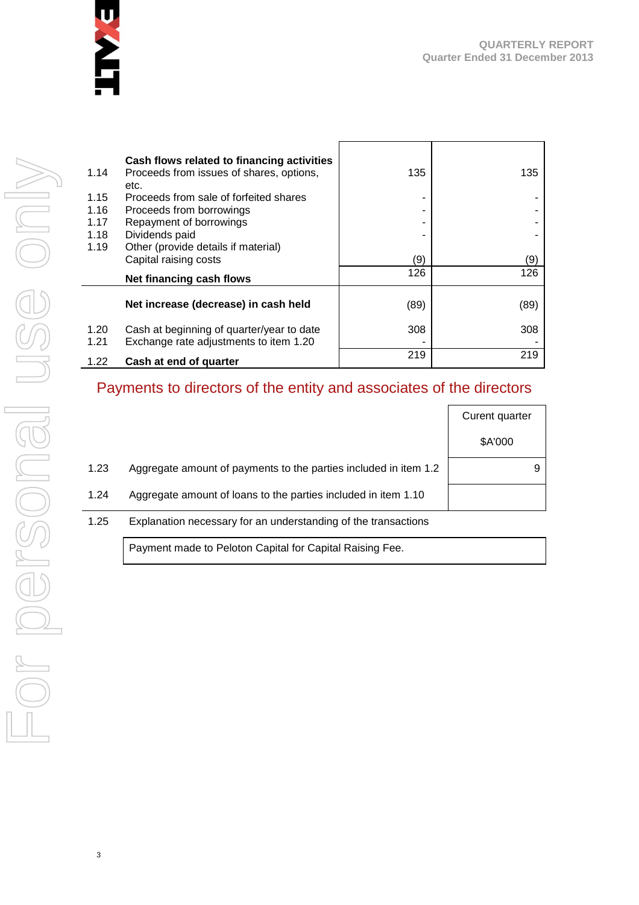| | | | |
|---|---|---|---|
| | **Cash flows related to financing activities** | | |
| 1.14 | Proceeds from issues of shares, options, etc. | 135 | 135 |
| 1.15 | Proceeds from sale of forfeited shares | - | - |
| 1.16 | Proceeds from borrowings | - | - |
| 1.17 | Repayment of borrowings | - | - |
| 1.18 | Dividends paid | - | - |
| 1.19 | Other (provide details if material) Capital raising costs | (9) | (9) |
| | **Net financing cash flows** | 126 | 126 |
| | **Net increase (decrease) in cash held** | (89) | (89) |
| 1.20 | Cash at beginning of quarter/year to date | 308 | 308 |
| 1.21 | Exchange rate adjustments to item 1.20 | - | - |
| 1.22 | **Cash at end of quarter** | 219 | 219 |

## Payments to directors of the entity and associates of the directors

| | | Curent quarter $A'000 |
|---|---|---|
| 1.23 | Aggregate amount of payments to the parties included in item 1.2 | 9 |
| 1.24 | Aggregate amount of loans to the parties included in item 1.10 | |

1.25 Explanation necessary for an understanding of the transactions

Payment made to Peloton Capital for Capital Raising Fee.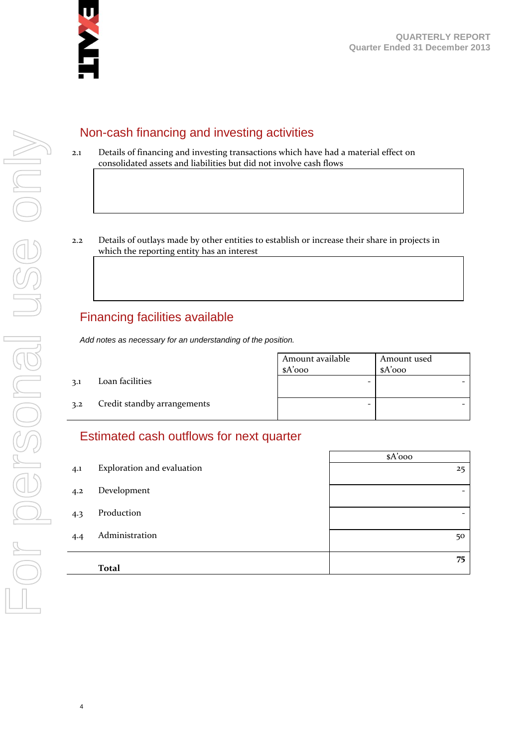## Non-cash financing and investing activities

2.1 Details of financing and investing transactions which have had a material effect on consolidated assets and liabilities but did not involve cash flows

| |
|---|
| |

2.2 Details of outlays made by other entities to establish or increase their share in projects in which the reporting entity has an interest

| |
|---|
| |

## Financing facilities available

*Add notes as necessary for an understanding of the position.*

| | | Amount available $A'000 | Amount used $A'000 |
|---|---|---|---|
| 3.1 | Loan facilities | - | - |
| 3.2 | Credit standby arrangements | - | - |

## Estimated cash outflows for next quarter

| | | $A'000 |
|---|---|---|
| 4.1 | Exploration and evaluation | 25 |
| 4.2 | Development | - |
| 4.3 | Production | - |
| 4.4 | Administration | 50 |
| | **Total** | **75** |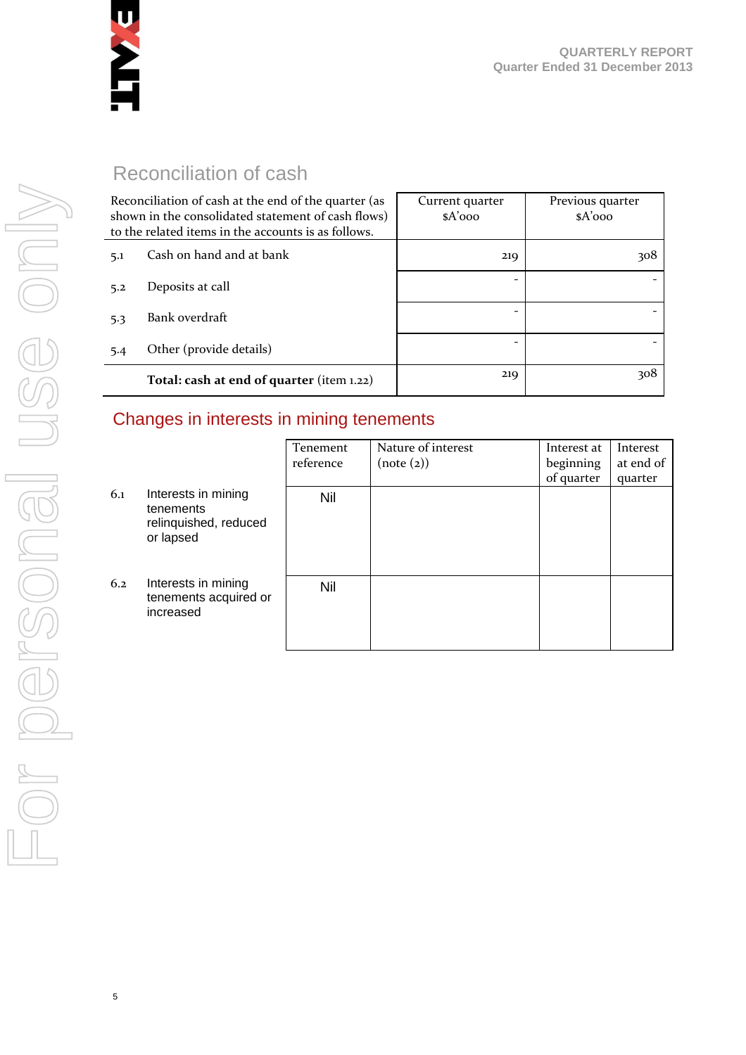## Reconciliation of cash

| Reconciliation of cash at the end of the quarter (as shown in the consolidated statement of cash flows) to the related items in the accounts is as follows. | Current quarter $A'000 | Previous quarter $A'000 |
|---|---|---|
| 5.1 Cash on hand and at bank | 219 | 308 |
| 5.2 Deposits at call | - | - |
| 5.3 Bank overdraft | - | - |
| 5.4 Other (provide details) | - | - |
| **Total: cash at end of quarter** (item 1.22) | 219 | 308 |

## Changes in interests in mining tenements

| | Tenement reference | Nature of interest (note (2)) | Interest at beginning of quarter | Interest at end of quarter |
|---|---|---|---|---|
| 6.1 Interests in mining tenements relinquished, reduced or lapsed | Nil | | | |
| 6.2 Interests in mining tenements acquired or increased | Nil | | | |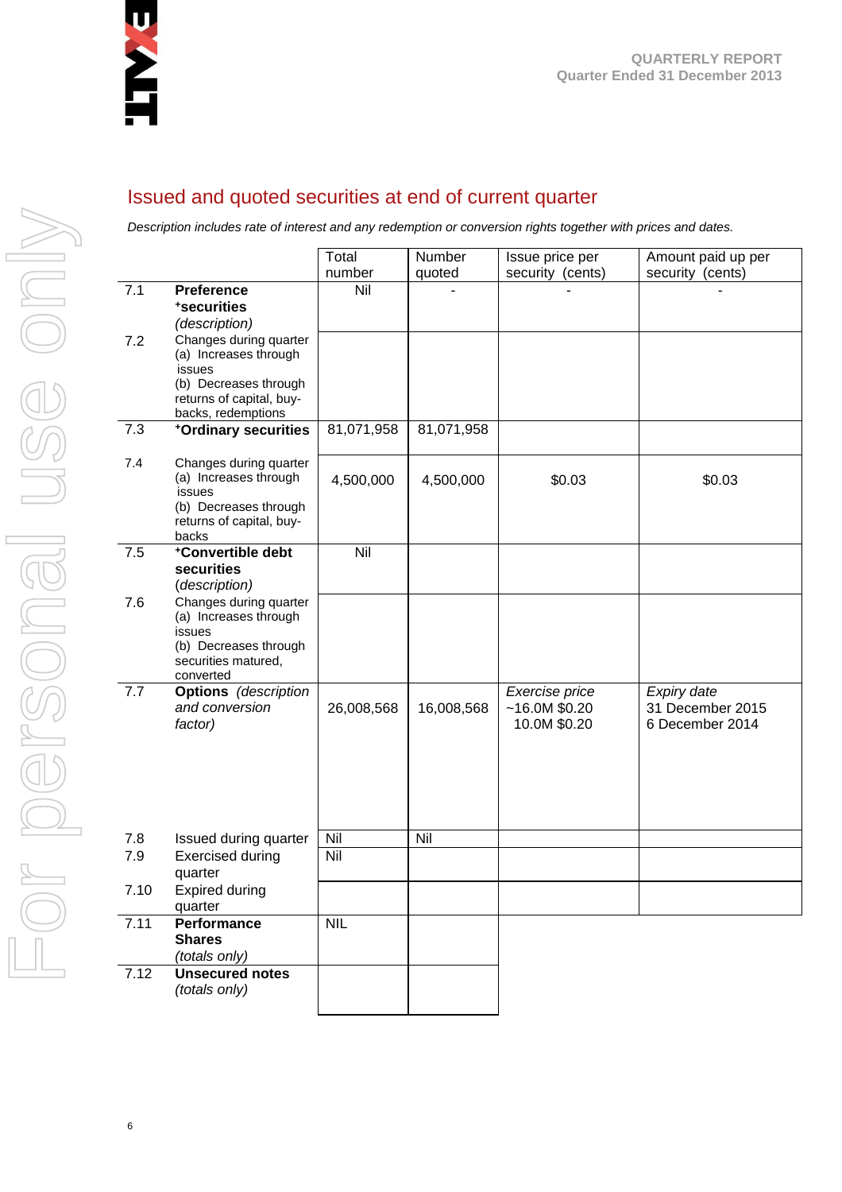## Issued and quoted securities at end of current quarter

*Description includes rate of interest and any redemption or conversion rights together with prices and dates.*

| | | Total number | Number quoted | Issue price per security (cents) | Amount paid up per security (cents) |
|---|---|---|---|---|---|
| 7.1 | **Preference +securities** *(description)* | Nil | - | - | - |
| 7.2 | Changes during quarter (a) Increases through issues (b) Decreases through returns of capital, buy-backs, redemptions | | | | |
| 7.3 | **+Ordinary securities** | 81,071,958 | 81,071,958 | | |
| 7.4 | Changes during quarter (a) Increases through issues (b) Decreases through returns of capital, buy-backs | 4,500,000 | 4,500,000 | $0.03 | $0.03 |
| 7.5 | **+Convertible debt securities** (*description*) | Nil | | | |
| 7.6 | Changes during quarter (a) Increases through issues (b) Decreases through securities matured, converted | | | | |
| 7.7 | **Options** *(description and conversion factor)* | 26,008,568 | 16,008,568 | *Exercise price* ~16.0M $0.20 10.0M $0.20 | *Expiry date* 31 December 2015 6 December 2014 |
| 7.8 | Issued during quarter | Nil | Nil | | |
| 7.9 | Exercised during quarter | Nil | | | |
| 7.10 | Expired during quarter | | | | |
| 7.11 | **Performance Shares** *(totals only)* | NIL | | | |
| 7.12 | **Unsecured notes** *(totals only)* | | | | |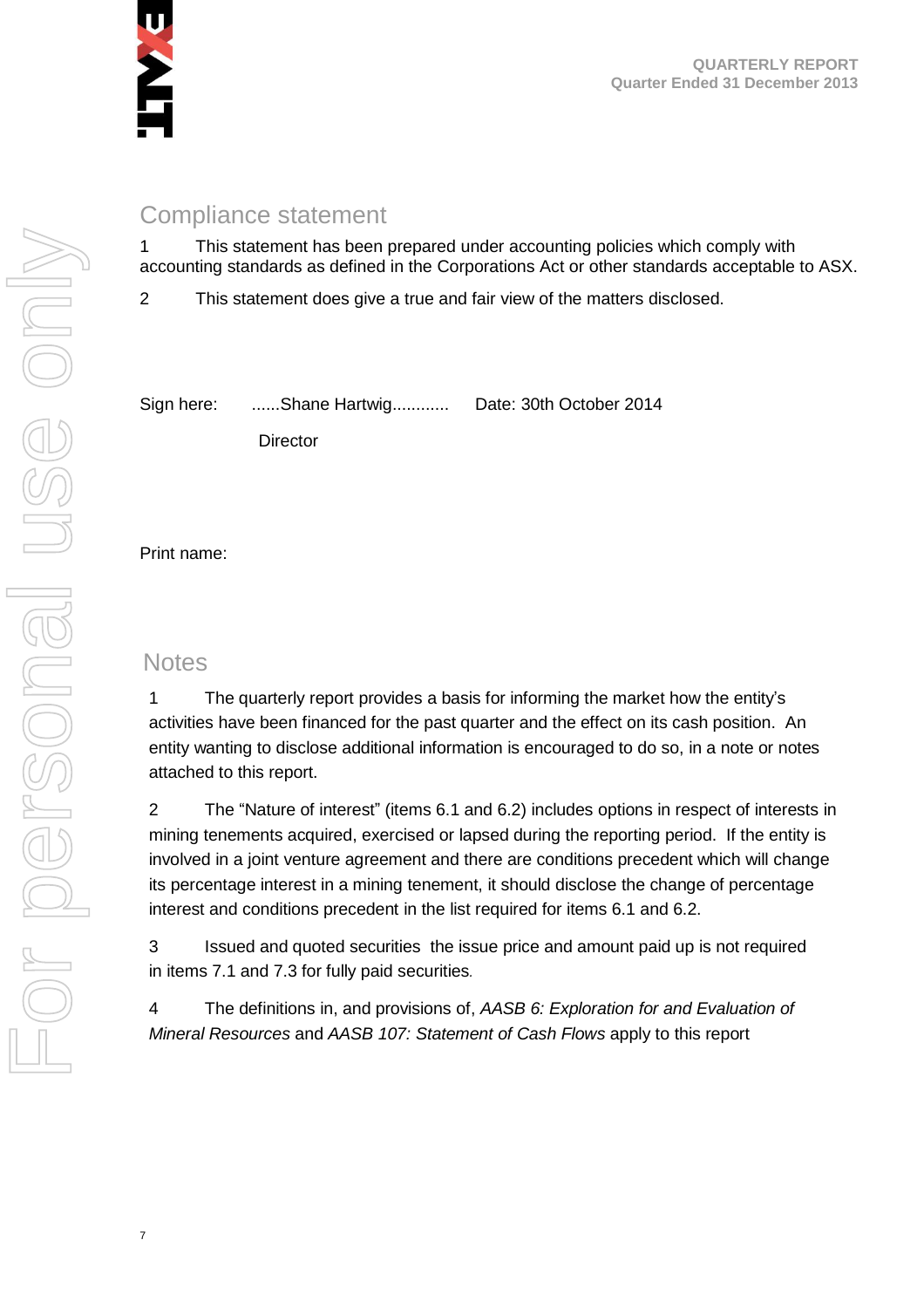## Compliance statement

1 This statement has been prepared under accounting policies which comply with accounting standards as defined in the Corporations Act or other standards acceptable to ASX.

2 This statement does give a true and fair view of the matters disclosed.

Sign here: ......Shane Hartwig............ Date: 30th October 2014

Director

Print name:

## Notes

1 The quarterly report provides a basis for informing the market how the entity's activities have been financed for the past quarter and the effect on its cash position. An entity wanting to disclose additional information is encouraged to do so, in a note or notes attached to this report.

2 The "Nature of interest" (items 6.1 and 6.2) includes options in respect of interests in mining tenements acquired, exercised or lapsed during the reporting period. If the entity is involved in a joint venture agreement and there are conditions precedent which will change its percentage interest in a mining tenement, it should disclose the change of percentage interest and conditions precedent in the list required for items 6.1 and 6.2.

3 Issued and quoted securities the issue price and amount paid up is not required in items 7.1 and 7.3 for fully paid securities.

4 The definitions in, and provisions of, *AASB 6: Exploration for and Evaluation of Mineral Resources* and *AASB 107: Statement of Cash Flows* apply to this report